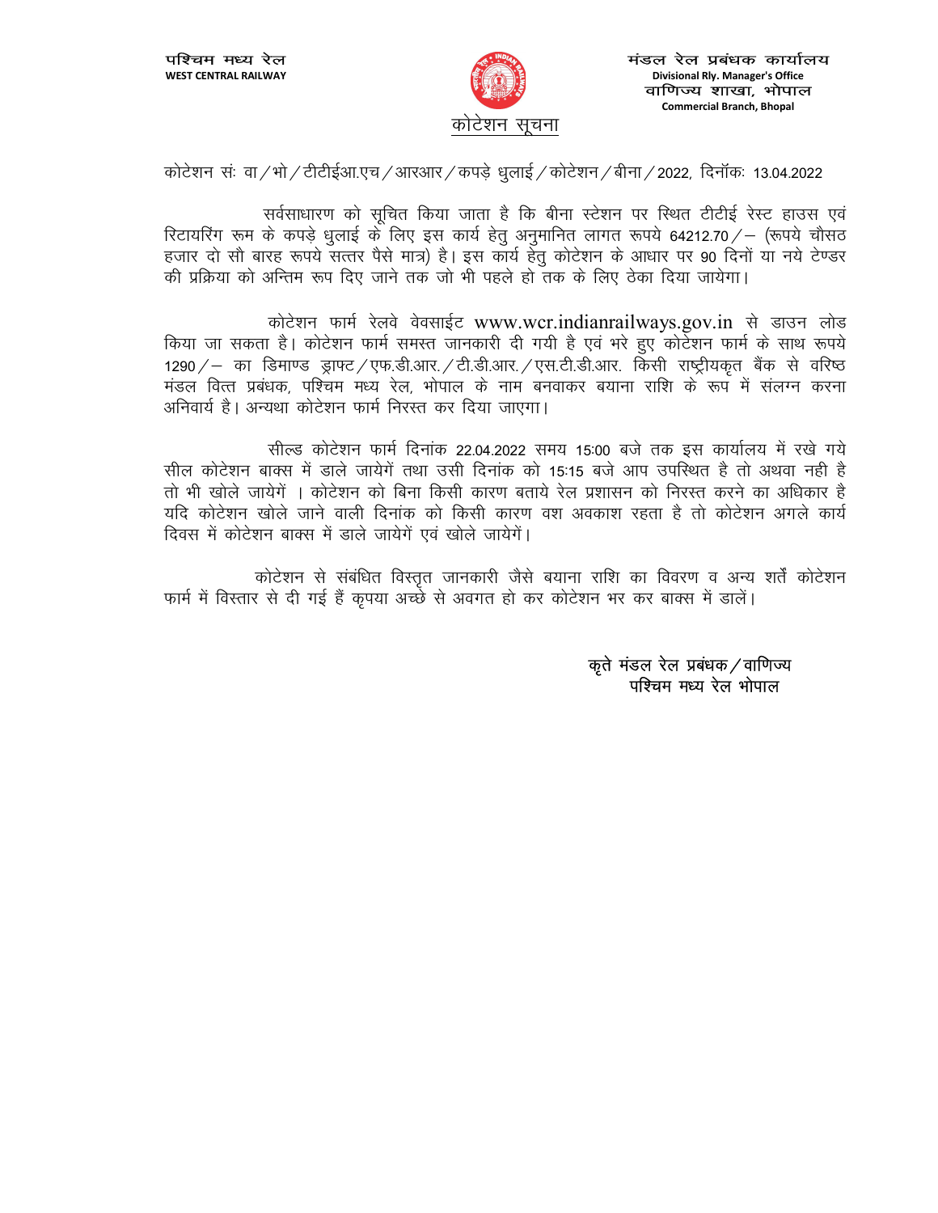पश्चिम मध्य रेल
WEST CENTRAL RAILWAY

मंडल रेल प्रबंधक कार्यालय
Divisional Rly. Manager's Office
वाणिज्य शाखा, भोपाल
Commercial Branch, Bhopal

# कोटेशन सूचना

कोटेशन सं: वा/भो/टीटीईआ.एच/आरआर/कपड़े धुलाई/कोटेशन/बीना/2022, दिनॉंकः 13.04.2022

सर्वसाधारण को सूचित किया जाता है कि बीना स्टेशन पर स्थित टीटीई रेस्ट हाउस एवं रिटायरिंग रूम के कपड़े धुलाई के लिए इस कार्य हेतु अनुमानित लागत रूपये 64212.70/– (रूपये चौसठ हजार दो सौ बारह रूपये सत्तर पैसे मात्र) है। इस कार्य हेतु कोटेशन के आधार पर 90 दिनों या नये टेण्डर की प्रक्रिया को अन्तिम रूप दिए जाने तक जो भी पहले हो तक के लिए ठेका दिया जायेगा।

कोटेशन फार्म रेलवे वेवसाईट www.wcr.indianrailways.gov.in से डाउन लोड किया जा सकता है। कोटेशन फार्म समस्त जानकारी दी गयी है एवं भरे हुए कोटेशन फार्म के साथ रूपये 1290/– का डिमाण्ड ड्राफ्ट/एफ.डी.आर./टी.डी.आर./एस.टी.डी.आर. किसी राष्ट्रीयकृत बैंक से वरिष्ठ मंडल वित्त प्रबंधक, पश्चिम मध्य रेल, भोपाल के नाम बनवाकर बयाना राशि के रूप में संलग्न करना अनिवार्य है। अन्यथा कोटेशन फार्म निरस्त कर दिया जाएगा।

सील्ड कोटेशन फार्म दिनांक 22.04.2022 समय 15:00 बजे तक इस कार्यालय में रखे गये सील कोटेशन बाक्स में डाले जायेगें तथा उसी दिनांक को 15:15 बजे आप उपस्थित है तो अथवा नही है तो भी खोले जायेगें । कोटेशन को बिना किसी कारण बताये रेल प्रशासन को निरस्त करने का अधिकार है यदि कोटेशन खोले जाने वाली दिनांक को किसी कारण वश अवकाश रहता है तो कोटेशन अगले कार्य दिवस में कोटेशन बाक्स में डाले जायेगें एवं खोले जायेगें।

कोटेशन से संबंधित विस्तृत जानकारी जैसे बयाना राशि का विवरण व अन्य शर्तें कोटेशन फार्म में विस्तार से दी गई हैं कृपया अच्छे से अवगत हो कर कोटेशन भर कर बाक्स में डालें।

कृते मंडल रेल प्रबंधक/वाणिज्य
पश्चिम मध्य रेल भोपाल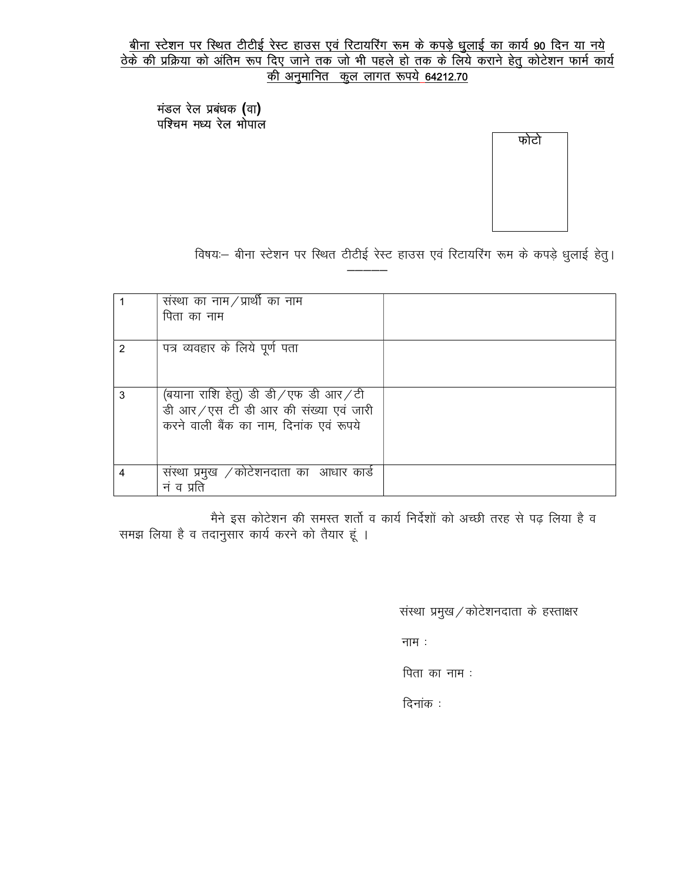**बीना स्टेशन पर स्थित टीटीई रेस्ट हाउस एवं रिटायरिंग रूम के कपड़े धुलाई का कार्य 90 दिन या नये ठेके की प्रक्रिया को अंतिम रूप दिए जाने तक जो भी पहले हो तक के लिये कराने हेतु कोटेशन फार्म कार्य की अनुमानित कुल लागत रूपये 64212.70**

मंडल रेल प्रबंधक (वा)
पश्चिम मध्य रेल भोपाल

फोटो

विषयः– बीना स्टेशन पर स्थित टीटीई रेस्ट हाउस एवं रिटायरिंग रूम के कपड़े धुलाई हेतु।

| | | |
|---|---|---|
| 1 | संस्था का नाम / प्रार्थी का नाम<br>पिता का नाम | |
| 2 | पत्र व्यवहार के लिये पूर्ण पता | |
| 3 | (बयाना राशि हेतु) डी डी / एफ डी आर / टी डी आर / एस टी डी आर की संख्या एवं जारी करने वाली बैंक का नाम, दिनांक एवं रूपये | |
| 4 | संस्था प्रमुख / कोटेशनदाता का आधार कार्ड नं व प्रति | |

मैने इस कोटेशन की समस्त शर्तो व कार्य निर्देशों को अच्छी तरह से पढ़ लिया है व समझ लिया है व तदानुसार कार्य करने को तैयार हूं ।

संस्था प्रमुख / कोटेशनदाता के हस्ताक्षर

नाम :

पिता का नाम :

दिनांक :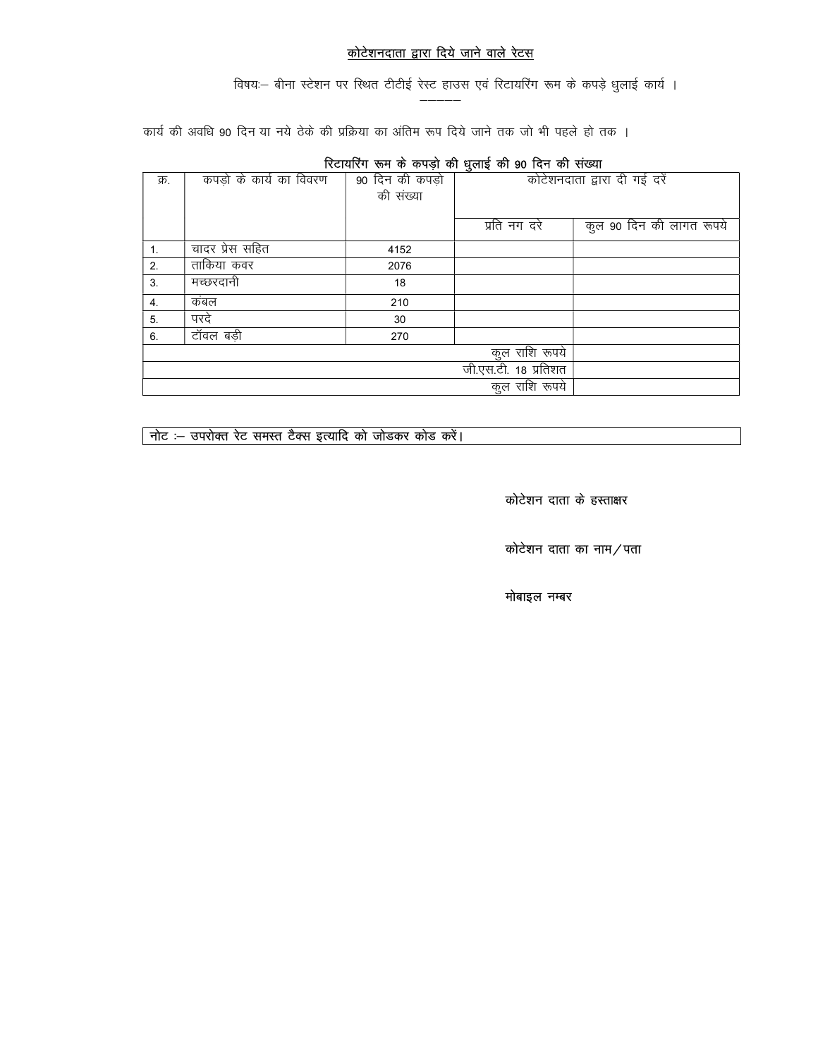## कोटेशनदाता द्वारा दिये जाने वाले रेटस

विषयः— बीना स्टेशन पर स्थित टीटीई रेस्ट हाउस एवं रिटायरिंग रूम के कपड़े धुलाई कार्य ।

कार्य की अवधि 90 दिन या नये ठेके की प्रक्रिया का अंतिम रूप दिये जाने तक जो भी पहले हो तक ।

**रिटायरिंग रूम के कपड़ो की धुलाई की 90 दिन की संख्या**

| क्र. | कपड़ो के कार्य का विवरण | 90 दिन की कपड़ो की संख्या | कोटेशनदाता द्वारा दी गई दरें | |
|---|---|---|---|---|
| | | | प्रति नग दरे | कुल 90 दिन की लागत रूपये |
| 1. | चादर प्रेस सहित | 4152 | | |
| 2. | तakिया कवर | 2076 | | |
| 3. | मच्छरदानी | 18 | | |
| 4. | कंबल | 210 | | |
| 5. | परदे | 30 | | |
| 6. | टॉवल बड़ी | 270 | | |
| | | | कुल राशि रूपये | |
| | | | जी.एस.टी. 18 प्रतिशत | |
| | | | कुल राशि रूपये | |

नोट :— उपरोक्त रेट समस्त टैक्स इत्यादि को जोडकर कोड करें।

**कोटेशन दाता के हस्ताक्षर**

**कोटेशन दाता का नाम/पता**

**मोबाइल नम्बर**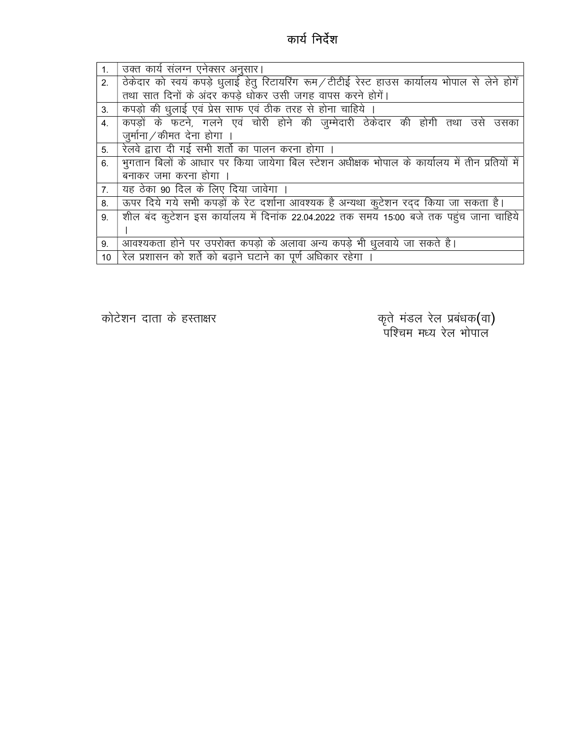# कार्य निर्देश

| | |
|---|---|
| 1. | उक्त कार्य संलग्न एनेक्सर अनुसार। |
| 2. | ठेकेदार को स्वयं कपड़े धुलाई हेतु रिटायरिंग रूम/टीटीई रेस्ट हाउस कार्यालय भोपाल से लेने होगें तथा सात दिनों के अंदर कपड़े धोकर उसी जगह वापस करने होगें। |
| 3. | कपड़ो की धुलाई एवं प्रेस साफ एवं ठीक तरह से होना चाहिये । |
| 4. | कपड़ों के फटने, गलने एवं चोरी होने की जुम्मेदारी ठेकेदार की होगी तथा उसे उसका जुर्माना/कीमत देना होगा । |
| 5. | रेलवे द्वारा दी गई सभी शर्तो का पालन करना होगा । |
| 6. | भुगतान बिलों के आधार पर किया जायेगा बिल स्टेशन अधीक्षक भोपाल के कार्यालय में तीन प्रतियों में बनाकर जमा करना होगा । |
| 7. | यह ठेका 90 दिल के लिए दिया जावेगा । |
| 8. | ऊपर दिये गये सभी कपड़ों के रेट दर्शाना आवश्यक है अन्यथा कुटेशन रद्द किया जा सकता है। |
| 9. | शील बंद कुटेशन इस कार्यालय में दिनांक 22.04.2022 तक समय 15:00 बजे तक पहुंच जाना चाहिये । |
| 9. | आवश्यकता होने पर उपरोक्त कपड़ो के अलावा अन्य कपड़े भी धुलवाये जा सकते है। |
| 10 | रेल प्रशासन को शर्ते को बढ़ाने घटाने का पूर्ण अधिकार रहेगा । |

कोटेशन दाता के हस्ताक्षर

कृते मंडल रेल प्रबंधक(वा)
पश्चिम मध्य रेल भोपाल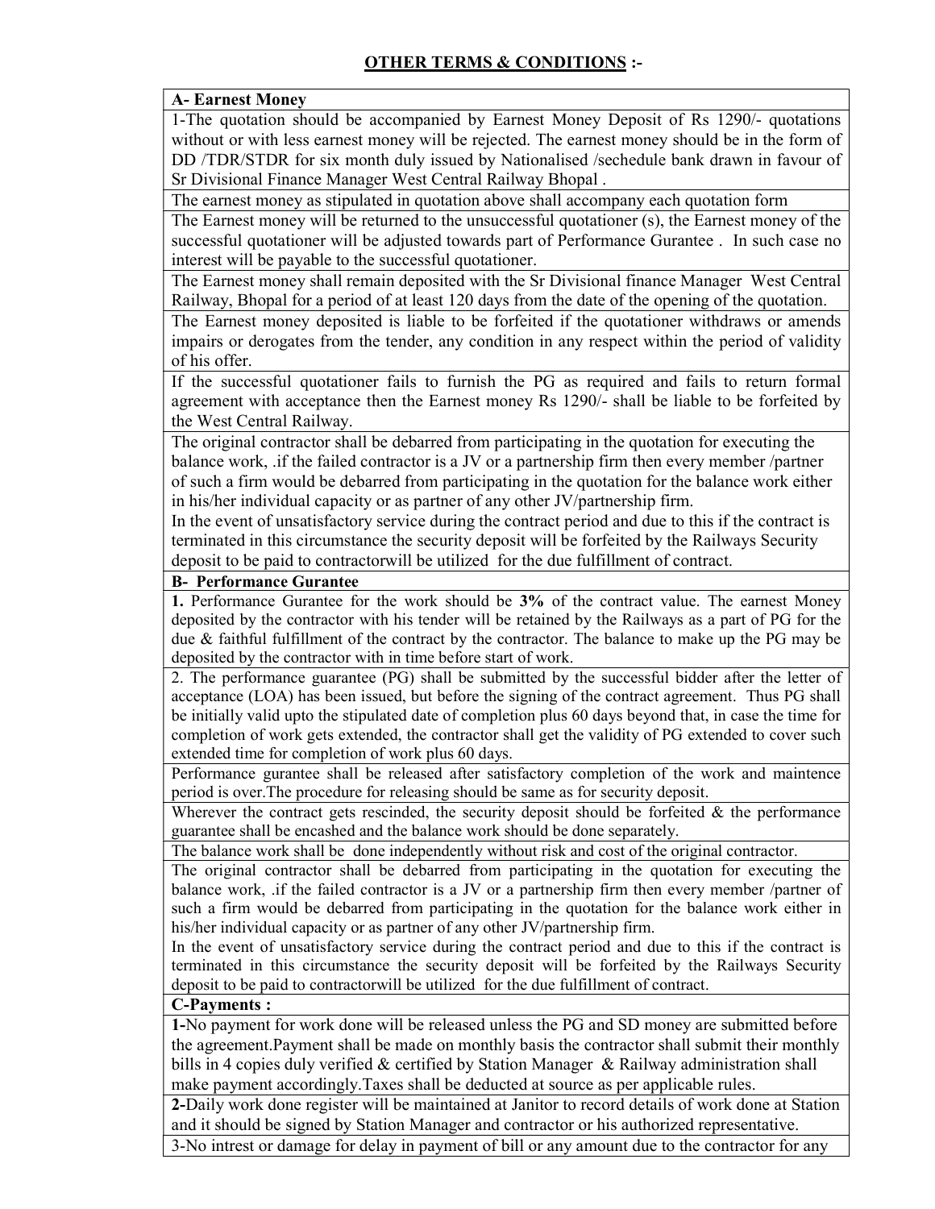## OTHER TERMS & CONDITIONS :-

| A- Earnest Money |
|---|
| 1-The quotation should be accompanied by Earnest Money Deposit of Rs 1290/- quotations without or with less earnest money will be rejected. The earnest money should be in the form of DD /TDR/STDR for six month duly issued by Nationalised /sechedule bank drawn in favour of Sr Divisional Finance Manager West Central Railway Bhopal . |
| The earnest money as stipulated in quotation above shall accompany each quotation form |
| The Earnest money will be returned to the unsuccessful quotationer (s), the Earnest money of the successful quotationer will be adjusted towards part of Performance Gurantee . In such case no interest will be payable to the successful quotationer. |
| The Earnest money shall remain deposited with the Sr Divisional finance Manager West Central Railway, Bhopal for a period of at least 120 days from the date of the opening of the quotation. |
| The Earnest money deposited is liable to be forfeited if the quotationer withdraws or amends impairs or derogates from the tender, any condition in any respect within the period of validity of his offer. |
| If the successful quotationer fails to furnish the PG as required and fails to return formal agreement with acceptance then the Earnest money Rs 1290/- shall be liable to be forfeited by the West Central Railway. |
| The original contractor shall be debarred from participating in the quotation for executing the balance work, .if the failed contractor is a JV or a partnership firm then every member /partner of such a firm would be debarred from participating in the quotation for the balance work either in his/her individual capacity or as partner of any other JV/partnership firm.<br>In the event of unsatisfactory service during the contract period and due to this if the contract is terminated in this circumstance the security deposit will be forfeited by the Railways Security deposit to be paid to contractorwill be utilized for the due fulfillment of contract. |
| **B- Performance Gurantee** |
| **1.** Performance Gurantee for the work should be **3%** of the contract value. The earnest Money deposited by the contractor with his tender will be retained by the Railways as a part of PG for the due & faithful fulfillment of the contract by the contractor. The balance to make up the PG may be deposited by the contractor with in time before start of work. |
| 2. The performance guarantee (PG) shall be submitted by the successful bidder after the letter of acceptance (LOA) has been issued, but before the signing of the contract agreement. Thus PG shall be initially valid upto the stipulated date of completion plus 60 days beyond that, in case the time for completion of work gets extended, the contractor shall get the validity of PG extended to cover such extended time for completion of work plus 60 days. |
| Performance gurantee shall be released after satisfactory completion of the work and maintence period is over.The procedure for releasing should be same as for security deposit. |
| Wherever the contract gets rescinded, the security deposit should be forfeited & the performance guarantee shall be encashed and the balance work should be done separately. |
| The balance work shall be done independently without risk and cost of the original contractor. |
| The original contractor shall be debarred from participating in the quotation for executing the balance work, .if the failed contractor is a JV or a partnership firm then every member /partner of such a firm would be debarred from participating in the quotation for the balance work either in his/her individual capacity or as partner of any other JV/partnership firm.<br>In the event of unsatisfactory service during the contract period and due to this if the contract is terminated in this circumstance the security deposit will be forfeited by the Railways Security deposit to be paid to contractorwill be utilized for the due fulfillment of contract. |
| **C-Payments :** |
| **1-**No payment for work done will be released unless the PG and SD money are submitted before the agreement.Payment shall be made on monthly basis the contractor shall submit their monthly bills in 4 copies duly verified & certified by Station Manager & Railway administration shall make payment accordingly.Taxes shall be deducted at source as per applicable rules. |
| **2-**Daily work done register will be maintained at Janitor to record details of work done at Station and it should be signed by Station Manager and contractor or his authorized representative. |
| 3-No intrest or damage for delay in payment of bill or any amount due to the contractor for any |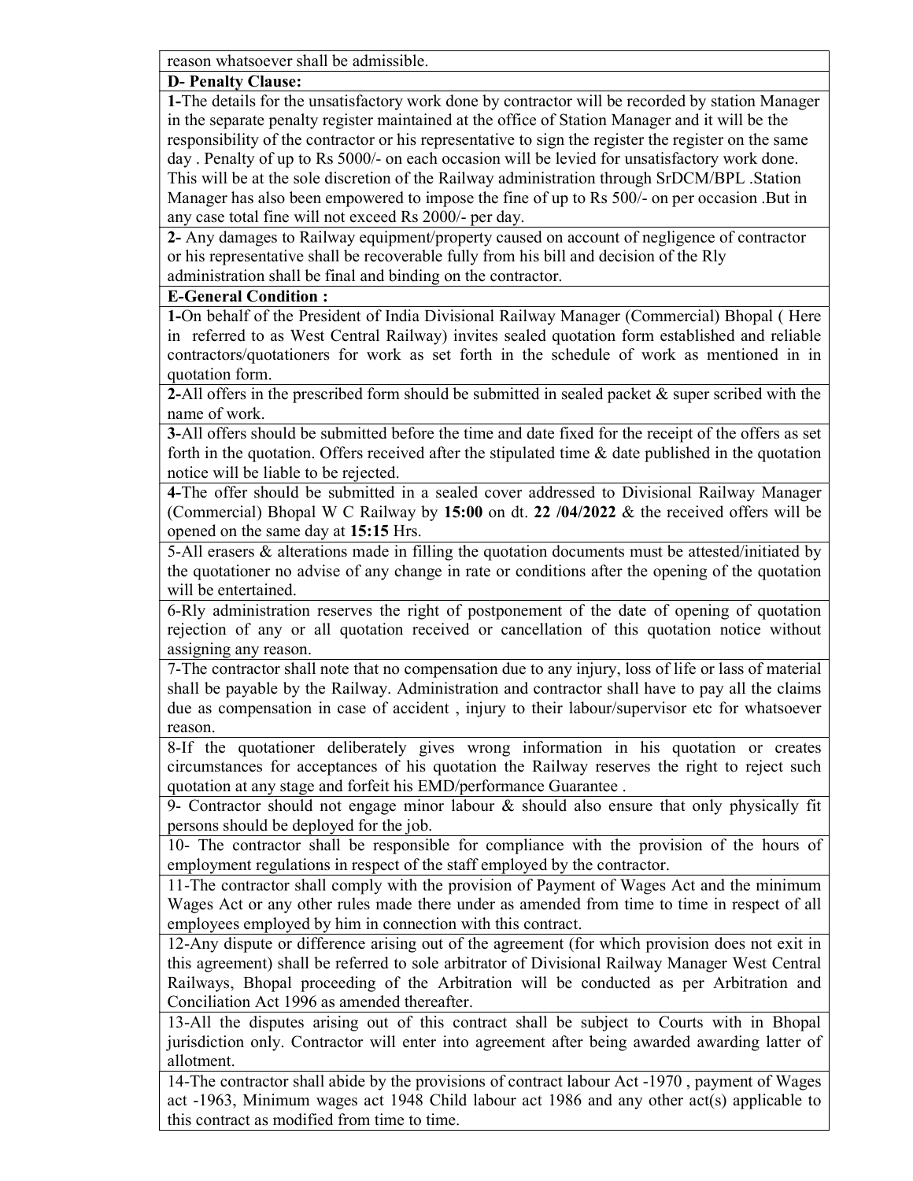reason whatsoever shall be admissible.

**D- Penalty Clause:**

**1-**The details for the unsatisfactory work done by contractor will be recorded by station Manager in the separate penalty register maintained at the office of Station Manager and it will be the responsibility of the contractor or his representative to sign the register the register on the same day . Penalty of up to Rs 5000/- on each occasion will be levied for unsatisfactory work done. This will be at the sole discretion of the Railway administration through SrDCM/BPL .Station Manager has also been empowered to impose the fine of up to Rs 500/- on per occasion .But in any case total fine will not exceed Rs 2000/- per day.

**2-** Any damages to Railway equipment/property caused on account of negligence of contractor or his representative shall be recoverable fully from his bill and decision of the Rly administration shall be final and binding on the contractor.

**E-General Condition :**

**1-**On behalf of the President of India Divisional Railway Manager (Commercial) Bhopal ( Here in referred to as West Central Railway) invites sealed quotation form established and reliable contractors/quotationers for work as set forth in the schedule of work as mentioned in in quotation form.

**2-**All offers in the prescribed form should be submitted in sealed packet & super scribed with the name of work.

**3-**All offers should be submitted before the time and date fixed for the receipt of the offers as set forth in the quotation. Offers received after the stipulated time & date published in the quotation notice will be liable to be rejected.

**4-**The offer should be submitted in a sealed cover addressed to Divisional Railway Manager (Commercial) Bhopal W C Railway by **15:00** on dt. **22 /04/2022** & the received offers will be opened on the same day at **15:15** Hrs.

5-All erasers & alterations made in filling the quotation documents must be attested/initiated by the quotationer no advise of any change in rate or conditions after the opening of the quotation will be entertained.

6-Rly administration reserves the right of postponement of the date of opening of quotation rejection of any or all quotation received or cancellation of this quotation notice without assigning any reason.

7-The contractor shall note that no compensation due to any injury, loss of life or lass of material shall be payable by the Railway. Administration and contractor shall have to pay all the claims due as compensation in case of accident , injury to their labour/supervisor etc for whatsoever reason.

8-If the quotationer deliberately gives wrong information in his quotation or creates circumstances for acceptances of his quotation the Railway reserves the right to reject such quotation at any stage and forfeit his EMD/performance Guarantee .

9- Contractor should not engage minor labour & should also ensure that only physically fit persons should be deployed for the job.

10- The contractor shall be responsible for compliance with the provision of the hours of employment regulations in respect of the staff employed by the contractor.

11-The contractor shall comply with the provision of Payment of Wages Act and the minimum Wages Act or any other rules made there under as amended from time to time in respect of all employees employed by him in connection with this contract.

12-Any dispute or difference arising out of the agreement (for which provision does not exit in this agreement) shall be referred to sole arbitrator of Divisional Railway Manager West Central Railways, Bhopal proceeding of the Arbitration will be conducted as per Arbitration and Conciliation Act 1996 as amended thereafter.

13-All the disputes arising out of this contract shall be subject to Courts with in Bhopal jurisdiction only. Contractor will enter into agreement after being awarded awarding latter of allotment.

14-The contractor shall abide by the provisions of contract labour Act -1970 , payment of Wages act -1963, Minimum wages act 1948 Child labour act 1986 and any other act(s) applicable to this contract as modified from time to time.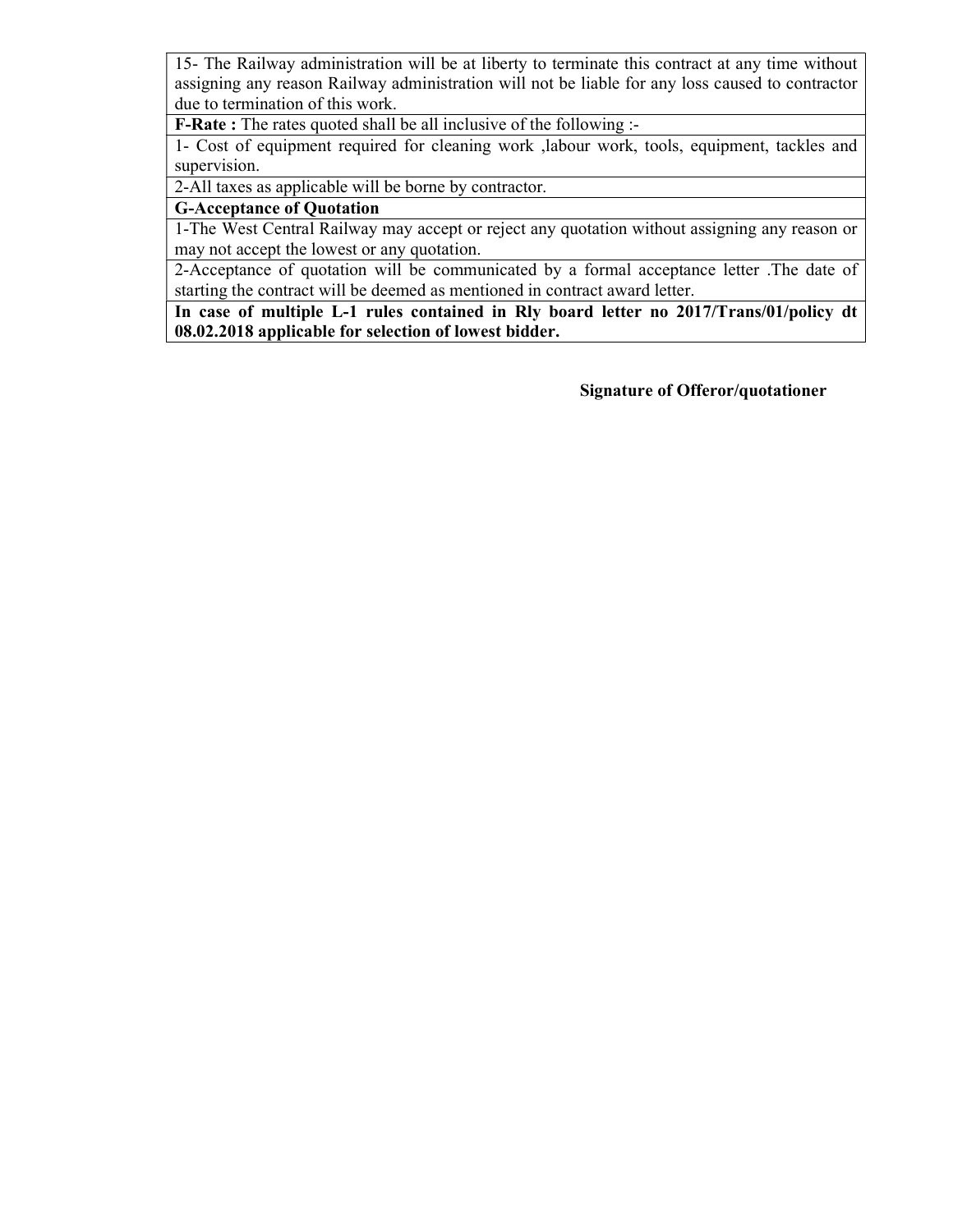| 15- The Railway administration will be at liberty to terminate this contract at any time without assigning any reason Railway administration will not be liable for any loss caused to contractor due to termination of this work. |
|---|
| **F-Rate :** The rates quoted shall be all inclusive of the following :- |
| 1- Cost of equipment required for cleaning work ,labour work, tools, equipment, tackles and supervision. |
| 2-All taxes as applicable will be borne by contractor. |
| **G-Acceptance of Quotation** |
| 1-The West Central Railway may accept or reject any quotation without assigning any reason or may not accept the lowest or any quotation. |
| 2-Acceptance of quotation will be communicated by a formal acceptance letter .The date of starting the contract will be deemed as mentioned in contract award letter. |
| **In case of multiple L-1 rules contained in Rly board letter no 2017/Trans/01/policy dt 08.02.2018 applicable for selection of lowest bidder.** |

**Signature of Offeror/quotationer**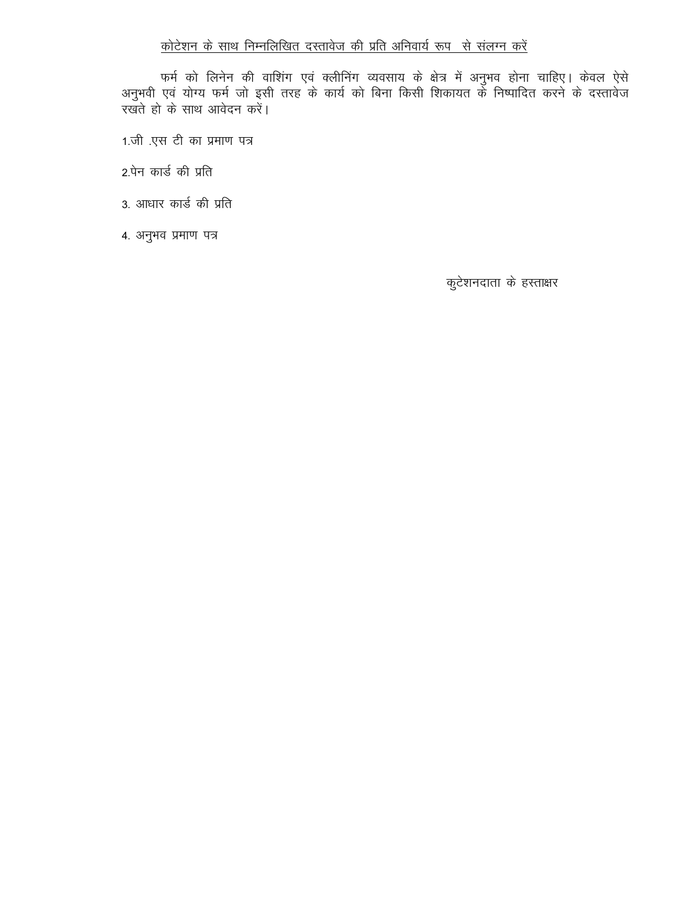<u>कोटेशन के साथ निम्नलिखित दस्तावेज की प्रति अनिवार्य रूप से संलग्न करें</u>

फर्म को लिनेन की वाशिंग एवं क्लीनिंग व्यवसाय के क्षेत्र में अनुभव होना चाहिए। केवल ऐसे अनुभवी एवं योग्य फर्म जो इसी तरह के कार्य को बिना किसी शिकायत के निष्पादित करने के दस्तावेज रखते हो के साथ आवेदन करें।

1.जी .एस टी का प्रमाण पत्र

2.पेन कार्ड की प्रति

3. आधार कार्ड की प्रति

4. अनुभव प्रमाण पत्र

कुटेशनदाता के हस्ताक्षर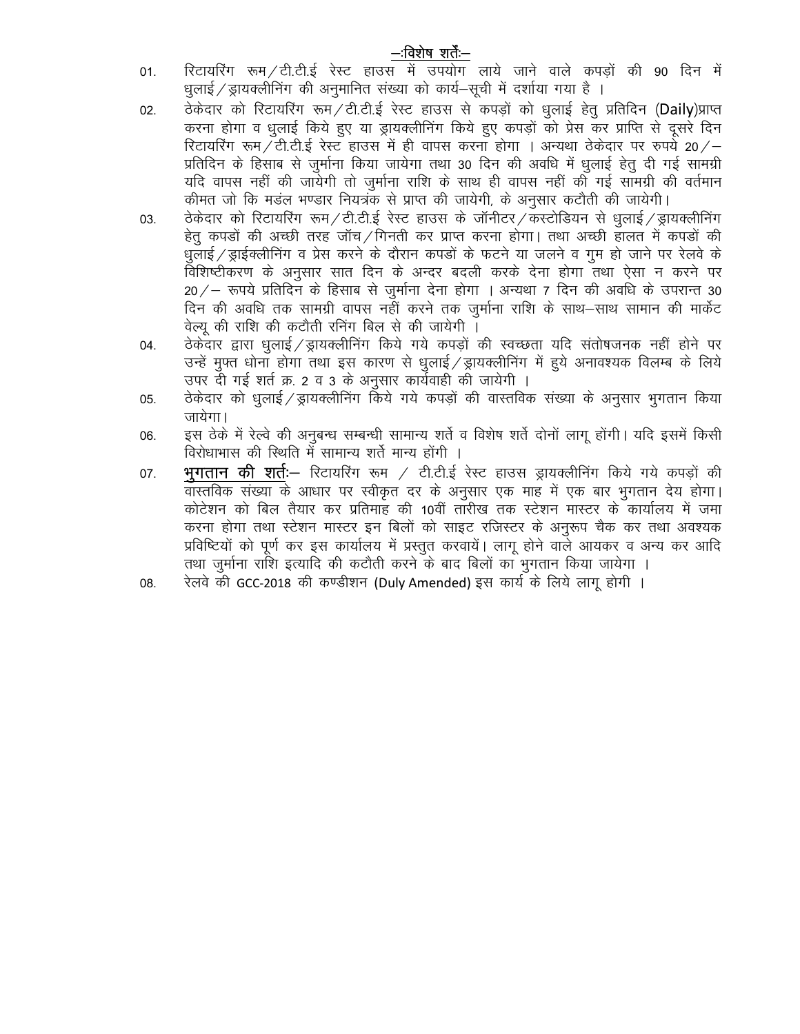## –:विशेष शर्तें:–

01. रिटायरिंग रूम/टी.टी.ई रेस्ट हाउस में उपयोग लाये जाने वाले कपड़ों की 90 दिन में धुलाई/ड्रायक्लीनिंग की अनुमानित संख्या को कार्य–सूची में दर्शाया गया है ।

02. ठेकेदार को रिटायरिंग रूम/टी.टी.ई रेस्ट हाउस से कपड़ों को धुलाई हेतु प्रतिदिन (Daily)प्राप्त करना होगा व धुलाई किये हुए या ड्रायक्लीनिंग किये हुए कपड़ों को प्रेस कर प्राप्ति से दूसरे दिन रिटायरिंग रूम/टी.टी.ई रेस्ट हाउस में ही वापस करना होगा । अन्यथा ठेकेदार पर रुपये 20/– प्रतिदिन के हिसाब से जुर्माना किया जायेगा तथा 30 दिन की अवधि में धुलाई हेतु दी गई सामग्री यदि वापस नहीं की जायेगी तो जुर्माना राशि के साथ ही वापस नहीं की गई सामग्री की वर्तमान कीमत जो कि मडंल भण्डार नियत्रंक से प्राप्त की जायेगी, के अनुसार कटौती की जायेगी।

03. ठेकेदार को रिटायरिंग रूम/टी.टी.ई रेस्ट हाउस के जॉनीटर/कस्टोडियन से धुलाई/ड्रायक्लीनिंग हेतु कपडों की अच्छी तरह जॉच/गिनती कर प्राप्त करना होगा। तथा अच्छी हालत में कपडों की धुलाई/ड्राईक्लीनिंग व प्रेस करने के दौरान कपडों के फटने या जलने व गुम हो जाने पर रेलवे के विशिष्टीकरण के अनुसार सात दिन के अन्दर बदली करके देना होगा तथा ऐसा न करने पर 20/– रूपये प्रतिदिन के हिसाब से जुर्माना देना होगा । अन्यथा 7 दिन की अवधि के उपरान्त 30 दिन की अवधि तक सामग्री वापस नहीं करने तक जुर्माना राशि के साथ–साथ सामान की मार्केट वेल्यू की राशि की कटौती रनिंग बिल से की जायेगी ।

04. ठेकेदार द्वारा धुलाई/ड्रायक्लीनिंग किये गये कपड़ों की स्वच्छता यदि संतोषजनक नहीं होने पर उन्हें मुफ्त धोना होगा तथा इस कारण से धुलाई/ड्रायक्लीनिंग में हुये अनावश्यक विलम्ब के लिये उपर दी गई शर्त क्र. 2 व 3 के अनुसार कार्यवाही की जायेगी ।

05. ठेकेदार को धुलाई/ड्रायक्लीनिंग किये गये कपड़ों की वास्तविक संख्या के अनुसार भुगतान किया जायेगा।

06. इस ठेके में रेल्वे की अनुबन्ध सम्बन्धी सामान्य शर्ते व विशेष शर्ते दोनों लागू होंगी। यदि इसमें किसी विरोधाभास की स्थिति में सामान्य शर्ते मान्य होंगी ।

07. **भुगतान की शर्तः–** रिटायरिंग रूम / टी.टी.ई रेस्ट हाउस ड्रायक्लीनिंग किये गये कपड़ों की वास्तविक संख्या के आधार पर स्वीकृत दर के अनुसार एक माह में एक बार भुगतान देय होगा। कोटेशन को बिल तैयार कर प्रतिमाह की 10वीं तारीख तक स्टेशन मास्टर के कार्यालय में जमा करना होगा तथा स्टेशन मास्टर इन बिलों को साइट रजिस्टर के अनुरूप चैक कर तथा अवश्यक प्रविष्टियों को पूर्ण कर इस कार्यालय में प्रस्तुत करवायें। लागू होने वाले आयकर व अन्य कर आदि तथा जुर्माना राशि इत्यादि की कटौती करने के बाद बिलों का भुगतान किया जायेगा ।

08. रेलवे की GCC-2018 की कण्डीशन (Duly Amended) इस कार्य के लिये लागू होगी ।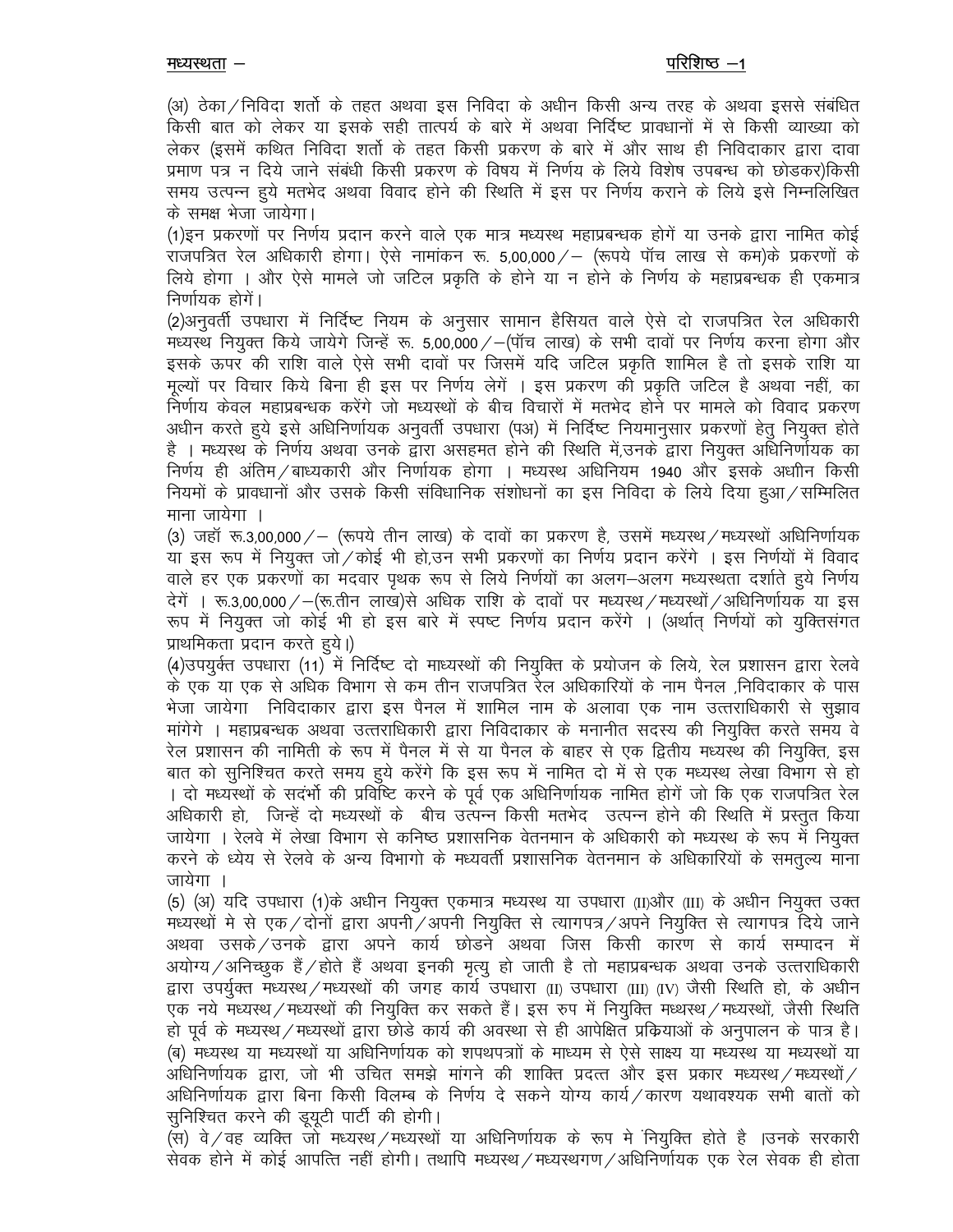**मध्यस्थता –** **परिशिष्ट –1**

(अ) ठेका/निविदा शर्तो के तहत अथवा इस निविदा के अधीन किसी अन्य तरह के अथवा इससे संबंधित किसी बात को लेकर या इसके सही तात्पर्य के बारे में अथवा निर्दिष्ट प्रावधानों में से किसी व्याख्या को लेकर (इसमें कथित निविदा शर्तो के तहत किसी प्रकरण के बारे में और साथ ही निविदाकार द्वारा दावा प्रमाण पत्र न दिये जाने संबंधी किसी प्रकरण के विषय में निर्णय के लिये विशेष उपबन्ध को छोडकर)किसी समय उत्पन्न हुये मतभेद अथवा विवाद होने की स्थिति में इस पर निर्णय कराने के लिये इसे निम्नलिखित के समक्ष भेजा जायेगा।

(1)इन प्रकरणों पर निर्णय प्रदान करने वाले एक मात्र मध्यस्थ महाप्रबन्धक होगें या उनके द्वारा नामित कोई राजपत्रित रेल अधिकारी होगा। ऐसे नामांकन रू. 5,00,000/– (रूपये पॉच लाख से कम)के प्रकरणों के लिये होगा । और ऐसे मामले जो जटिल प्रकृति के होने या न होने के निर्णय के महाप्रबन्धक ही एकमात्र निर्णायक होगें।

(2)अनुवर्ती उपधारा में निर्दिष्ट नियम के अनुसार सामान हैसियत वाले ऐसे दो राजपत्रित रेल अधिकारी मध्यस्थ नियुक्त किये जायेगे जिन्हें रू. 5,00,000/–(पॉच लाख) के सभी दावों पर निर्णय करना होगा और इसके ऊपर की राशि वाले ऐसे सभी दावों पर जिसमें यदि जटिल प्रकृति शामिल है तो इसके राशि या मूल्यों पर विचार किये बिना ही इस पर निर्णय लेगें । इस प्रकरण की प्रकृति जटिल है अथवा नहीं, का निर्णाय केवल महाप्रबन्धक करेंगे जो मध्यस्थों के बीच विचारों में मतभेद होने पर मामले को विवाद प्रकरण अधीन करते हुये इसे अधिनिर्णायक अनुवर्ती उपधारा (पअ) में निर्दिष्ट नियमानुसार प्रकरणों हेतु नियुक्त होते है । मध्यस्थ के निर्णय अथवा उनके द्वारा असहमत होने की स्थिति में,उनके द्वारा नियुक्त अधिनिर्णायक का निर्णय ही अंतिम/बाध्यकारी और निर्णायक होगा । मध्यस्थ अधिनियम 1940 और इसके अधीन किसी नियमों के प्रावधानों और उसके किसी संविधानिक संशोधनों का इस निविदा के लिये दिया हुआ/सम्मिलित माना जायेगा ।

(3) जहॉ रू.3,00,000/– (रूपये तीन लाख) के दावों का प्रकरण है, उसमें मध्यस्थ/मध्यस्थों अधिनिर्णायक या इस रूप में नियुक्त जो/कोई भी हो,उन सभी प्रकरणों का निर्णय प्रदान करेंगे । इस निर्णयों में विवाद वाले हर एक प्रकरणों का मदवार पृथक रूप से लिये निर्णयों का अलग–अलग मध्यस्थता दर्शाते हुये निर्णय देगें । रू.3,00,000/–(रू.तीन लाख)से अधिक राशि के दावों पर मध्यस्थ/मध्यस्थों/अधिनिर्णायक या इस रूप में नियुक्त जो कोई भी हो इस बारे में स्पष्ट निर्णय प्रदान करेंगे । (अर्थात् निर्णयों को युक्तिसंगत प्राथमिकता प्रदान करते हुये।)

(4)उपर्युक्त उपधारा (11) में निर्दिष्ट दो माध्यस्थों की नियुक्ति के प्रयोजन के लिये, रेल प्रशासन द्वारा रेलवे के एक या एक से अधिक विभाग से कम तीन राजपत्रित रेल अधिकारियों के नाम पैनल ,निविदाकार के पास भेजा जायेगा निविदाकार द्वारा इस पैनल में शामिल नाम के अलावा एक नाम उत्तराधिकारी से सुझाव मांगेगे । महाप्रबन्धक अथवा उत्तराधिकारी द्वारा निविदाकार के मनानीत सदस्य की नियुक्ति करते समय वे रेल प्रशासन की नामिती के रूप में पैनल में से या पैनल के बाहर से एक द्वितीय मध्यस्थ की नियुक्ति, इस बात को सुनिश्चित करते समय हुये करेंगे कि इस रूप में नामित दो में से एक मध्यस्थ लेखा विभाग से हो । दो मध्यस्थों के सदंर्भो की प्रविष्टि करने के पूर्व एक अधिनिर्णायक नामित होगें जो कि एक राजपत्रित रेल अधिकारी हो, जिन्हें दो मध्यस्थों के बीच उत्पन्न किसी मतभेद उत्पन्न होने की स्थिति में प्रस्तुत किया जायेगा । रेलवे में लेखा विभाग से कनिष्ठ प्रशासनिक वेतनमान के अधिकारी को मध्यस्थ के रूप में नियुक्त करने के ध्येय से रेलवे के अन्य विभागो के मध्यवर्ती प्रशासनिक वेतनमान के अधिकारियों के समतुल्य माना जायेगा ।

(5) (अ) यदि उपधारा (1)के अधीन नियुक्त एकमात्र मध्यस्थ या उपधारा (II)और (III) के अधीन नियुक्त उक्त मध्यस्थों मे से एक/दोनों द्वारा अपनी/अपनी नियुक्ति से त्यागपत्र/अपने नियुक्ति से त्यागपत्र दिये जाने अथवा उसके/उनके द्वारा अपने कार्य छोडने अथवा जिस किसी कारण से कार्य सम्पादन में अयोग्य/अनिच्छुक हैं/होते हैं अथवा इनकी मृत्यु हो जाती है तो महाप्रबन्धक अथवा उनके उत्तराधिकारी द्वारा उपर्युक्त मध्यस्थ/मध्यस्थों की जगह कार्य उपधारा (II) उपधारा (III) (IV) जैसी स्थिति हो, के अधीन एक नये मध्यस्थ/मध्यस्थों की नियुक्ति कर सकते हैं। इस रुप में नियुक्ति मध्यस्थ/मध्यस्थों, जैसी स्थिति हो पूर्व के मध्यस्थ/मध्यस्थों द्वारा छोडे कार्य की अवस्था से ही आपेक्षित प्रक्रियाओं के अनुपालन के पात्र है।

(ब) मध्यस्थ या मध्यस्थों या अधिनिर्णायक को शपथपत्रों के माध्यम से ऐसे साक्ष्य या मध्यस्थ या मध्यस्थों या अधिनिर्णायक द्वारा, जो भी उचित समझे मांगने की शाक्ति प्रदत्त और इस प्रकार मध्यस्थ/मध्यस्थों/अधिनिर्णायक द्वारा बिना किसी विलम्ब के निर्णय दे सकने योग्य कार्य/कारण यथावश्यक सभी बातों को सुनिश्चित करने की ड्यूटी पार्टी की होगी।

(स) वे/वह व्यक्ति जो मध्यस्थ/मध्यस्थों या अधिनिर्णायक के रूप मे नियुक्ति होते है ।उनके सरकारी सेवक होने में कोई आपत्ति नहीं होगी। तथापि मध्यस्थ/मध्यस्थगण/अधिनिर्णायक एक रेल सेवक ही होता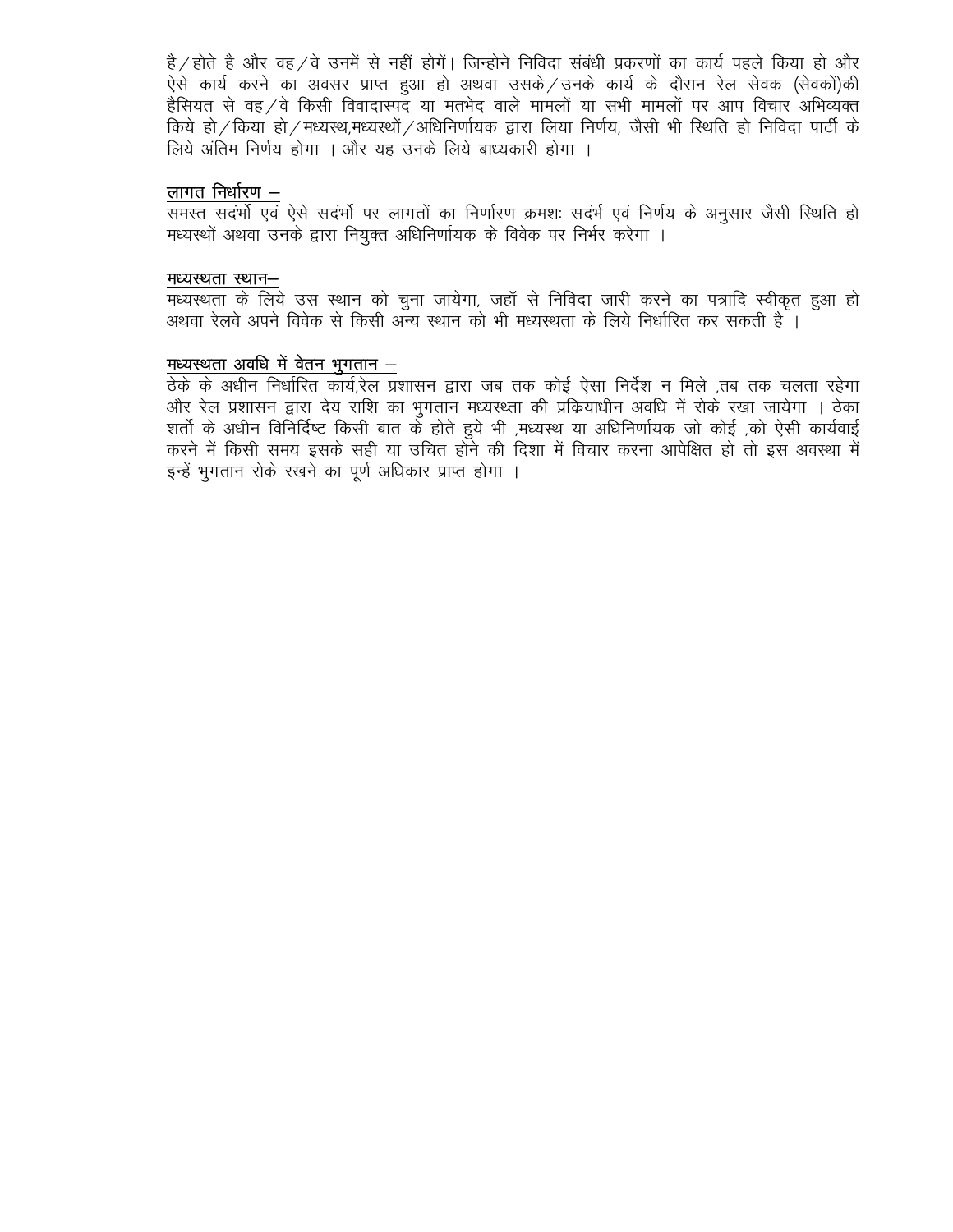है/होते है और वह/वे उनमें से नहीं होगें। जिन्होने निविदा संबंधी प्रकरणों का कार्य पहले किया हो और ऐसे कार्य करने का अवसर प्राप्त हुआ हो अथवा उसके/उनके कार्य के दौरान रेल सेवक (सेवकों)की हैसियत से वह/वे किसी विवादास्पद या मतभेद वाले मामलों या सभी मामलों पर आप विचार अभिव्यक्त किये हो/किया हो/मध्यस्थ,मध्यस्थों/अधिनिर्णायक द्वारा लिया निर्णय, जैसी भी स्थिति हो निविदा पार्टी के लिये अंतिम निर्णय होगा । और यह उनके लिये बाध्यकारी होगा ।

<u>लागत निर्धारण –</u>

समस्त सदंर्भो एवं ऐसे सदंर्भो पर लागतों का निर्णारण क्रमशः सदंर्भ एवं निर्णय के अनुसार जैसी स्थिति हो मध्यस्थों अथवा उनके द्वारा नियुक्त अधिनिर्णायक के विवेक पर निर्भर करेगा ।

<u>मध्यस्थता स्थान–</u>

मध्यस्थता के लिये उस स्थान को चुना जायेगा, जहॉ से निविदा जारी करने का पत्रादि स्वीकृत हुआ हो अथवा रेलवे अपने विवेक से किसी अन्य स्थान को भी मध्यस्थता के लिये निर्धारित कर सकती है ।

<u>मध्यस्थता अवधि में वेतन भुगतान –</u>

ठेके के अधीन निर्धारित कार्य,रेल प्रशासन द्वारा जब तक कोई ऐसा निर्देश न मिले ,तब तक चलता रहेगा और रेल प्रशासन द्वारा देय राशि का भुगतान मध्यस्थ्ता की प्रकियाधीन अवधि में रोके रखा जायेगा । ठेका शर्तो के अधीन विनिर्दिष्ट किसी बात के होते हुये भी ,मध्यस्थ या अधिनिर्णायक जो कोई ,को ऐसी कार्यवाई करने में किसी समय इसके सही या उचित होने की दिशा में विचार करना आपेक्षित हो तो इस अवस्था में इन्हें भुगतान रोके रखने का पूर्ण अधिकार प्राप्त होगा ।